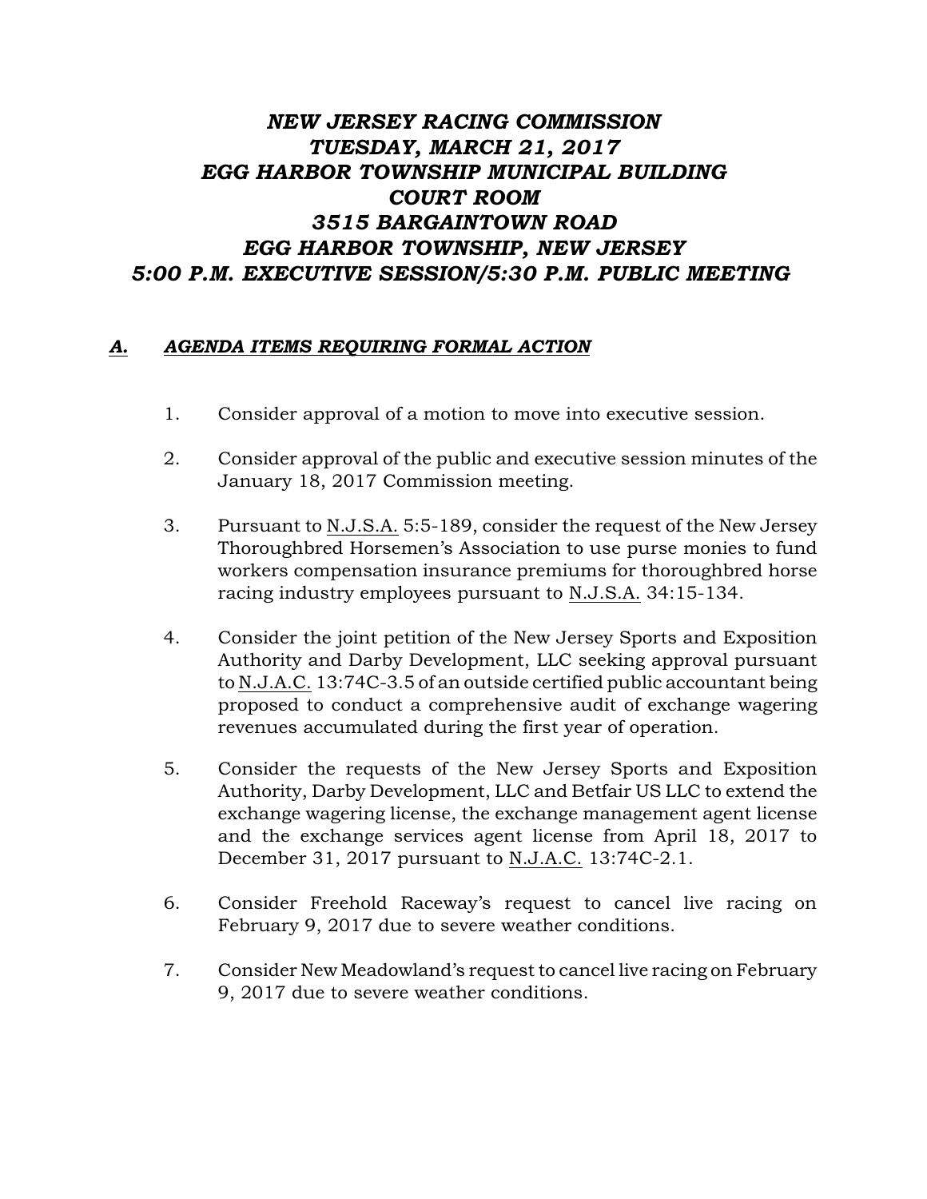# *NEW JERSEY RACING COMMISSION*
# *TUESDAY, MARCH 21, 2017*
# *EGG HARBOR TOWNSHIP MUNICIPAL BUILDING*
# *COURT ROOM*
# *3515 BARGAINTOWN ROAD*
# *EGG HARBOR TOWNSHIP, NEW JERSEY*
# *5:00 P.M. EXECUTIVE SESSION/5:30 P.M. PUBLIC MEETING*

## *A. AGENDA ITEMS REQUIRING FORMAL ACTION*

1. Consider approval of a motion to move into executive session.

2. Consider approval of the public and executive session minutes of the January 18, 2017 Commission meeting.

3. Pursuant to N.J.S.A. 5:5-189, consider the request of the New Jersey Thoroughbred Horsemen's Association to use purse monies to fund workers compensation insurance premiums for thoroughbred horse racing industry employees pursuant to N.J.S.A. 34:15-134.

4. Consider the joint petition of the New Jersey Sports and Exposition Authority and Darby Development, LLC seeking approval pursuant to N.J.A.C. 13:74C-3.5 of an outside certified public accountant being proposed to conduct a comprehensive audit of exchange wagering revenues accumulated during the first year of operation.

5. Consider the requests of the New Jersey Sports and Exposition Authority, Darby Development, LLC and Betfair US LLC to extend the exchange wagering license, the exchange management agent license and the exchange services agent license from April 18, 2017 to December 31, 2017 pursuant to N.J.A.C. 13:74C-2.1.

6. Consider Freehold Raceway's request to cancel live racing on February 9, 2017 due to severe weather conditions.

7. Consider New Meadowland's request to cancel live racing on February 9, 2017 due to severe weather conditions.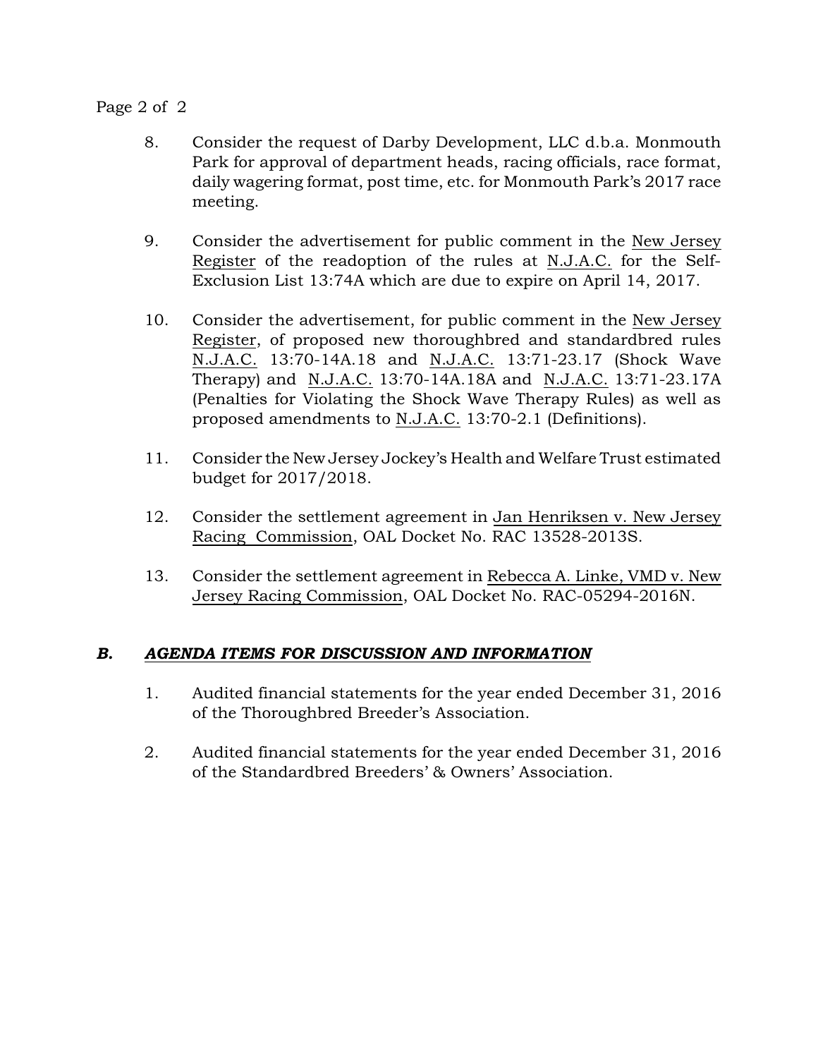8. Consider the request of Darby Development, LLC d.b.a. Monmouth Park for approval of department heads, racing officials, race format, daily wagering format, post time, etc. for Monmouth Park's 2017 race meeting.

9. Consider the advertisement for public comment in the New Jersey Register of the readoption of the rules at N.J.A.C. for the Self-Exclusion List 13:74A which are due to expire on April 14, 2017.

10. Consider the advertisement, for public comment in the New Jersey Register, of proposed new thoroughbred and standardbred rules N.J.A.C. 13:70-14A.18 and N.J.A.C. 13:71-23.17 (Shock Wave Therapy) and N.J.A.C. 13:70-14A.18A and N.J.A.C. 13:71-23.17A (Penalties for Violating the Shock Wave Therapy Rules) as well as proposed amendments to N.J.A.C. 13:70-2.1 (Definitions).

11. Consider the New Jersey Jockey's Health and Welfare Trust estimated budget for 2017/2018.

12. Consider the settlement agreement in Jan Henriksen v. New Jersey Racing Commission, OAL Docket No. RAC 13528-2013S.

13. Consider the settlement agreement in Rebecca A. Linke, VMD v. New Jersey Racing Commission, OAL Docket No. RAC-05294-2016N.

## *B. AGENDA ITEMS FOR DISCUSSION AND INFORMATION*

1. Audited financial statements for the year ended December 31, 2016 of the Thoroughbred Breeder's Association.

2. Audited financial statements for the year ended December 31, 2016 of the Standardbred Breeders' & Owners' Association.